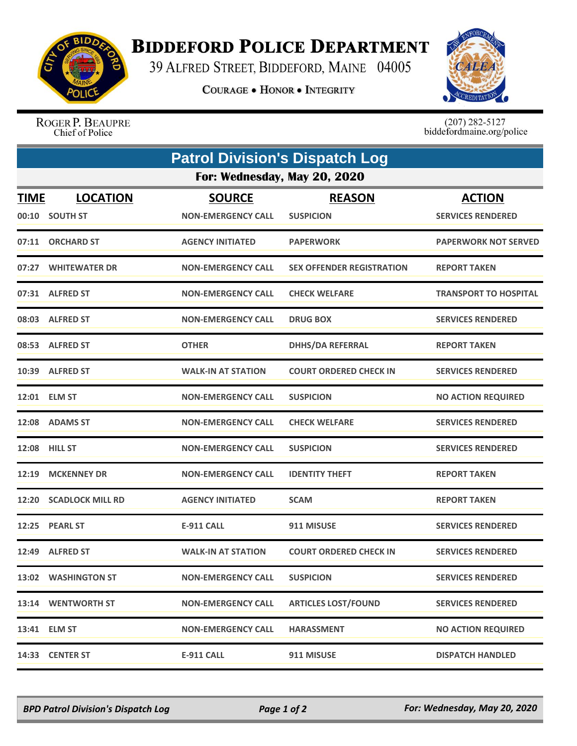# Biddeford Police Department

39 Alfred Street, Biddeford, Maine 04005

Courage • Honor • Integrity

Roger P. Beaupre
Chief of Police

(207) 282-5127
biddefordmaine.org/police

## Patrol Division's Dispatch Log

### For: Wednesday, May 20, 2020

| TIME | LOCATION | SOURCE | REASON | ACTION |
|---|---|---|---|---|
| 00:10 | SOUTH ST | NON-EMERGENCY CALL | SUSPICION | SERVICES RENDERED |
| 07:11 | ORCHARD ST | AGENCY INITIATED | PAPERWORK | PAPERWORK NOT SERVED |
| 07:27 | WHITEWATER DR | NON-EMERGENCY CALL | SEX OFFENDER REGISTRATION | REPORT TAKEN |
| 07:31 | ALFRED ST | NON-EMERGENCY CALL | CHECK WELFARE | TRANSPORT TO HOSPITAL |
| 08:03 | ALFRED ST | NON-EMERGENCY CALL | DRUG BOX | SERVICES RENDERED |
| 08:53 | ALFRED ST | OTHER | DHHS/DA REFERRAL | REPORT TAKEN |
| 10:39 | ALFRED ST | WALK-IN AT STATION | COURT ORDERED CHECK IN | SERVICES RENDERED |
| 12:01 | ELM ST | NON-EMERGENCY CALL | SUSPICION | NO ACTION REQUIRED |
| 12:08 | ADAMS ST | NON-EMERGENCY CALL | CHECK WELFARE | SERVICES RENDERED |
| 12:08 | HILL ST | NON-EMERGENCY CALL | SUSPICION | SERVICES RENDERED |
| 12:19 | MCKENNEY DR | NON-EMERGENCY CALL | IDENTITY THEFT | REPORT TAKEN |
| 12:20 | SCADLOCK MILL RD | AGENCY INITIATED | SCAM | REPORT TAKEN |
| 12:25 | PEARL ST | E-911 CALL | 911 MISUSE | SERVICES RENDERED |
| 12:49 | ALFRED ST | WALK-IN AT STATION | COURT ORDERED CHECK IN | SERVICES RENDERED |
| 13:02 | WASHINGTON ST | NON-EMERGENCY CALL | SUSPICION | SERVICES RENDERED |
| 13:14 | WENTWORTH ST | NON-EMERGENCY CALL | ARTICLES LOST/FOUND | SERVICES RENDERED |
| 13:41 | ELM ST | NON-EMERGENCY CALL | HARASSMENT | NO ACTION REQUIRED |
| 14:33 | CENTER ST | E-911 CALL | 911 MISUSE | DISPATCH HANDLED |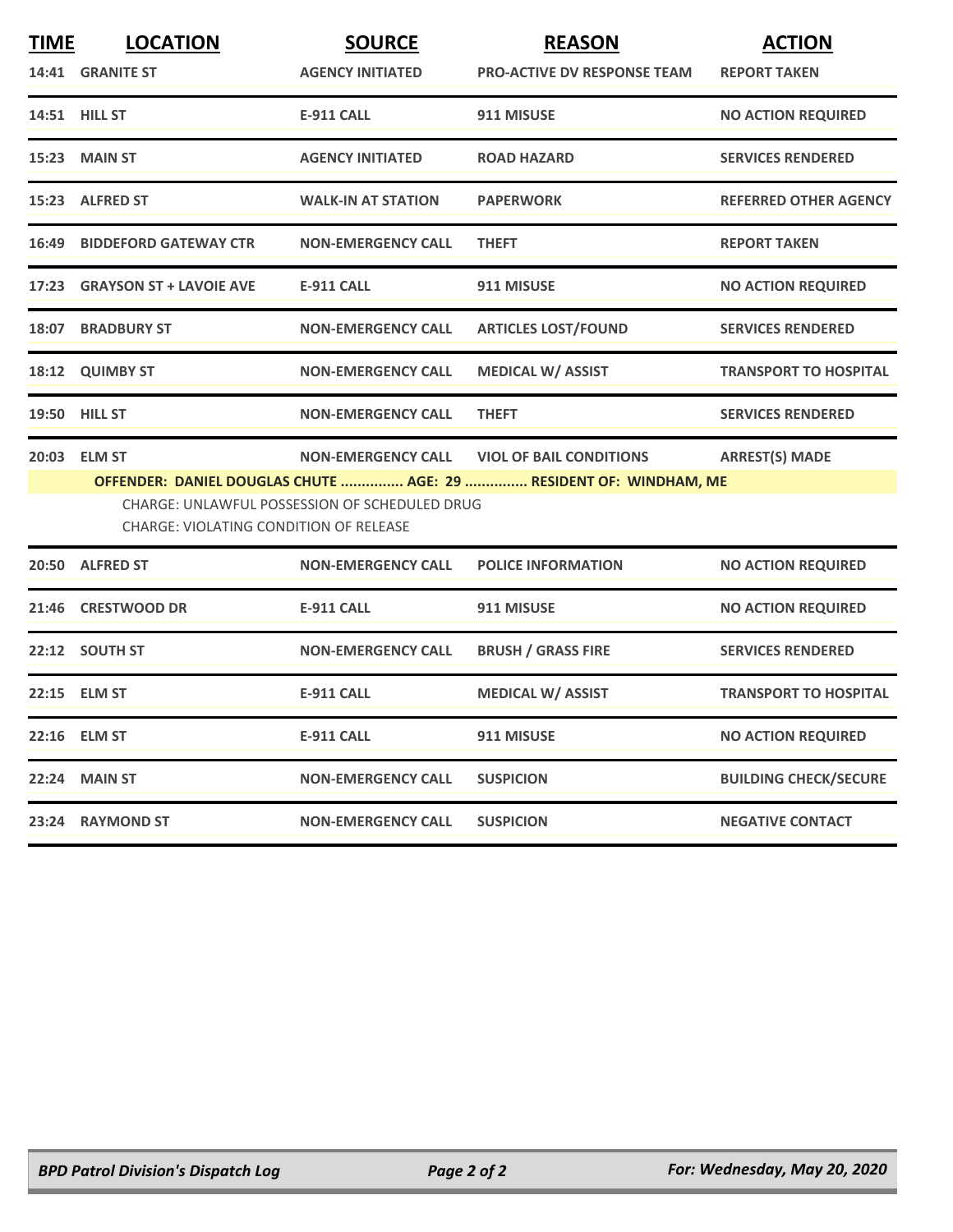| TIME | LOCATION | SOURCE | REASON | ACTION |
|---|---|---|---|---|
| 14:41 | GRANITE ST | AGENCY INITIATED | PRO-ACTIVE DV RESPONSE TEAM | REPORT TAKEN |
| 14:51 | HILL ST | E-911 CALL | 911 MISUSE | NO ACTION REQUIRED |
| 15:23 | MAIN ST | AGENCY INITIATED | ROAD HAZARD | SERVICES RENDERED |
| 15:23 | ALFRED ST | WALK-IN AT STATION | PAPERWORK | REFERRED OTHER AGENCY |
| 16:49 | BIDDEFORD GATEWAY CTR | NON-EMERGENCY CALL | THEFT | REPORT TAKEN |
| 17:23 | GRAYSON ST + LAVOIE AVE | E-911 CALL | 911 MISUSE | NO ACTION REQUIRED |
| 18:07 | BRADBURY ST | NON-EMERGENCY CALL | ARTICLES LOST/FOUND | SERVICES RENDERED |
| 18:12 | QUIMBY ST | NON-EMERGENCY CALL | MEDICAL W/ ASSIST | TRANSPORT TO HOSPITAL |
| 19:50 | HILL ST | NON-EMERGENCY CALL | THEFT | SERVICES RENDERED |
| 20:03 | ELM ST | NON-EMERGENCY CALL | VIOL OF BAIL CONDITIONS | ARREST(S) MADE |

**OFFENDER: DANIEL DOUGLAS CHUTE ............... AGE: 29 ............... RESIDENT OF: WINDHAM, ME**

CHARGE: UNLAWFUL POSSESSION OF SCHEDULED DRUG
CHARGE: VIOLATING CONDITION OF RELEASE

| TIME | LOCATION | SOURCE | REASON | ACTION |
|---|---|---|---|---|
| 20:50 | ALFRED ST | NON-EMERGENCY CALL | POLICE INFORMATION | NO ACTION REQUIRED |
| 21:46 | CRESTWOOD DR | E-911 CALL | 911 MISUSE | NO ACTION REQUIRED |
| 22:12 | SOUTH ST | NON-EMERGENCY CALL | BRUSH / GRASS FIRE | SERVICES RENDERED |
| 22:15 | ELM ST | E-911 CALL | MEDICAL W/ ASSIST | TRANSPORT TO HOSPITAL |
| 22:16 | ELM ST | E-911 CALL | 911 MISUSE | NO ACTION REQUIRED |
| 22:24 | MAIN ST | NON-EMERGENCY CALL | SUSPICION | BUILDING CHECK/SECURE |
| 23:24 | RAYMOND ST | NON-EMERGENCY CALL | SUSPICION | NEGATIVE CONTACT |

*BPD Patrol Division's Dispatch Log* — *For: Wednesday, May 20, 2020*